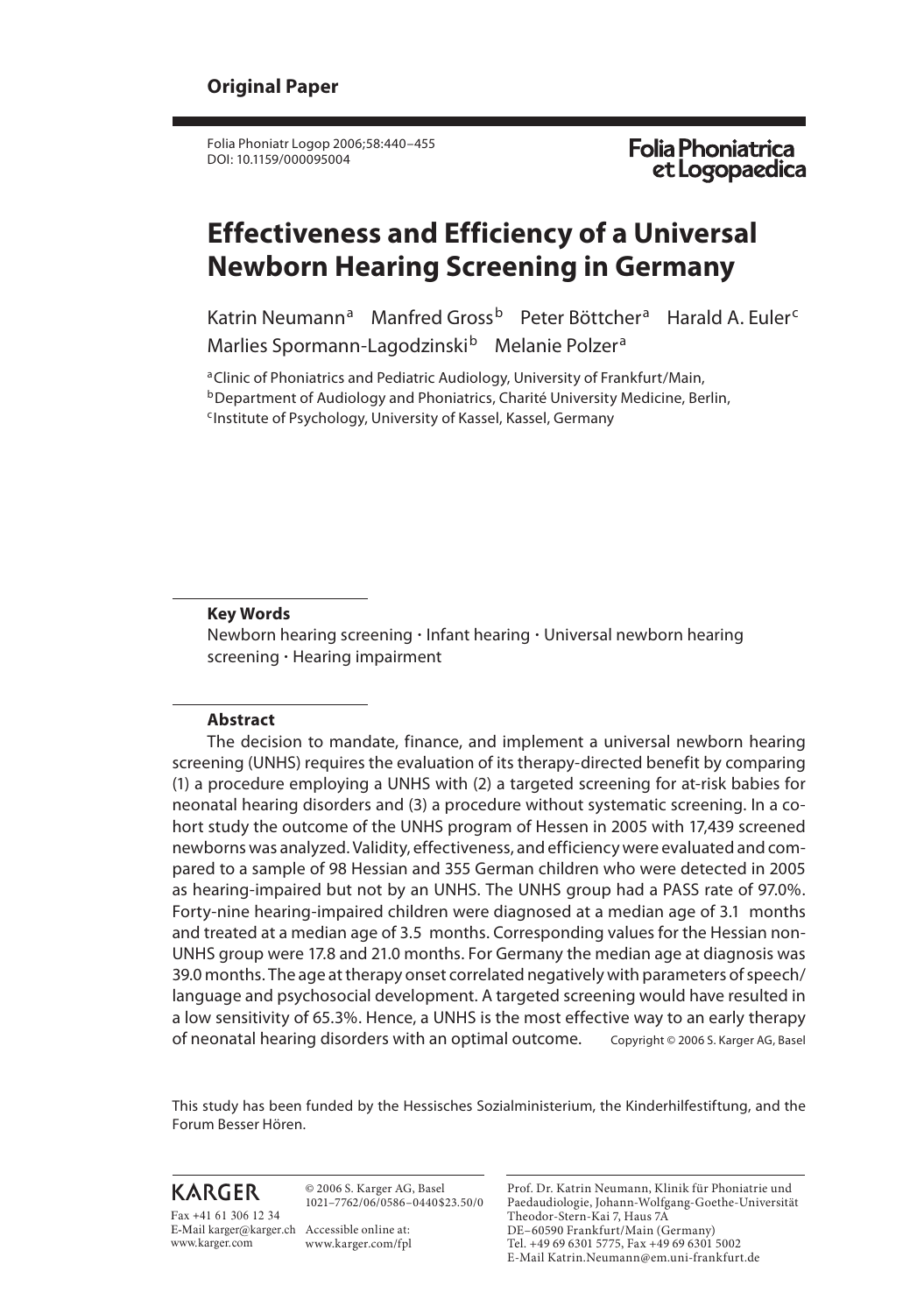**Original Paper**

Folia Phoniatr Logop 2006;58:440–455
DOI: 10.1159/000095004

Folia Phoniatrica et Logopaedica

# Effectiveness and Efficiency of a Universal Newborn Hearing Screening in Germany

Katrin Neumann[a] Manfred Gross[b] Peter Böttcher[a] Harald A. Euler[c] Marlies Spormann-Lagodzinski[b] Melanie Polzer[a]

[a]Clinic of Phoniatrics and Pediatric Audiology, University of Frankfurt/Main,
[b]Department of Audiology and Phoniatrics, Charité University Medicine, Berlin,
[c]Institute of Psychology, University of Kassel, Kassel, Germany

**Key Words**

Newborn hearing screening · Infant hearing · Universal newborn hearing screening · Hearing impairment

**Abstract**

The decision to mandate, finance, and implement a universal newborn hearing screening (UNHS) requires the evaluation of its therapy-directed benefit by comparing (1) a procedure employing a UNHS with (2) a targeted screening for at-risk babies for neonatal hearing disorders and (3) a procedure without systematic screening. In a cohort study the outcome of the UNHS program of Hessen in 2005 with 17,439 screened newborns was analyzed. Validity, effectiveness, and efficiency were evaluated and compared to a sample of 98 Hessian and 355 German children who were detected in 2005 as hearing-impaired but not by an UNHS. The UNHS group had a PASS rate of 97.0%. Forty-nine hearing-impaired children were diagnosed at a median age of 3.1 months and treated at a median age of 3.5 months. Corresponding values for the Hessian non-UNHS group were 17.8 and 21.0 months. For Germany the median age at diagnosis was 39.0 months. The age at therapy onset correlated negatively with parameters of speech/language and psychosocial development. A targeted screening would have resulted in a low sensitivity of 65.3%. Hence, a UNHS is the most effective way to an early therapy of neonatal hearing disorders with an optimal outcome.

Copyright © 2006 S. Karger AG, Basel

This study has been funded by the Hessisches Sozialministerium, the Kinderhilfestiftung, and the Forum Besser Hören.

KARGER
Fax +41 61 306 12 34
E-Mail karger@karger.ch
www.karger.com

© 2006 S. Karger AG, Basel
1021–7762/06/0586–0440$23.50/0

Accessible online at:
www.karger.com/fpl

Prof. Dr. Katrin Neumann, Klinik für Phoniatrie und Paedaudiologie, Johann-Wolfgang-Goethe-Universität
Theodor-Stern-Kai 7, Haus 7A
DE–60590 Frankfurt/Main (Germany)
Tel. +49 69 6301 5775, Fax +49 69 6301 5002
E-Mail Katrin.Neumann@em.uni-frankfurt.de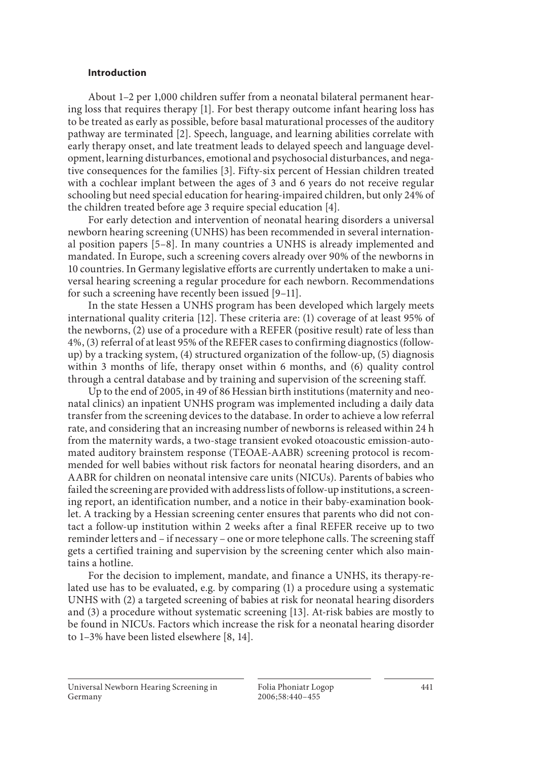## Introduction

About 1–2 per 1,000 children suffer from a neonatal bilateral permanent hearing loss that requires therapy [1]. For best therapy outcome infant hearing loss has to be treated as early as possible, before basal maturational processes of the auditory pathway are terminated [2]. Speech, language, and learning abilities correlate with early therapy onset, and late treatment leads to delayed speech and language development, learning disturbances, emotional and psychosocial disturbances, and negative consequences for the families [3]. Fifty-six percent of Hessian children treated with a cochlear implant between the ages of 3 and 6 years do not receive regular schooling but need special education for hearing-impaired children, but only 24% of the children treated before age 3 require special education [4].

For early detection and intervention of neonatal hearing disorders a universal newborn hearing screening (UNHS) has been recommended in several international position papers [5–8]. In many countries a UNHS is already implemented and mandated. In Europe, such a screening covers already over 90% of the newborns in 10 countries. In Germany legislative efforts are currently undertaken to make a universal hearing screening a regular procedure for each newborn. Recommendations for such a screening have recently been issued [9–11].

In the state Hessen a UNHS program has been developed which largely meets international quality criteria [12]. These criteria are: (1) coverage of at least 95% of the newborns, (2) use of a procedure with a REFER (positive result) rate of less than 4%, (3) referral of at least 95% of the REFER cases to confirming diagnostics (follow-up) by a tracking system, (4) structured organization of the follow-up, (5) diagnosis within 3 months of life, therapy onset within 6 months, and (6) quality control through a central database and by training and supervision of the screening staff.

Up to the end of 2005, in 49 of 86 Hessian birth institutions (maternity and neonatal clinics) an inpatient UNHS program was implemented including a daily data transfer from the screening devices to the database. In order to achieve a low referral rate, and considering that an increasing number of newborns is released within 24 h from the maternity wards, a two-stage transient evoked otoacoustic emission-automated auditory brainstem response (TEOAE-AABR) screening protocol is recommended for well babies without risk factors for neonatal hearing disorders, and an AABR for children on neonatal intensive care units (NICUs). Parents of babies who failed the screening are provided with address lists of follow-up institutions, a screening report, an identification number, and a notice in their baby-examination booklet. A tracking by a Hessian screening center ensures that parents who did not contact a follow-up institution within 2 weeks after a final REFER receive up to two reminder letters and – if necessary – one or more telephone calls. The screening staff gets a certified training and supervision by the screening center which also maintains a hotline.

For the decision to implement, mandate, and finance a UNHS, its therapy-related use has to be evaluated, e.g. by comparing (1) a procedure using a systematic UNHS with (2) a targeted screening of babies at risk for neonatal hearing disorders and (3) a procedure without systematic screening [13]. At-risk babies are mostly to be found in NICUs. Factors which increase the risk for a neonatal hearing disorder to 1–3% have been listed elsewhere [8, 14].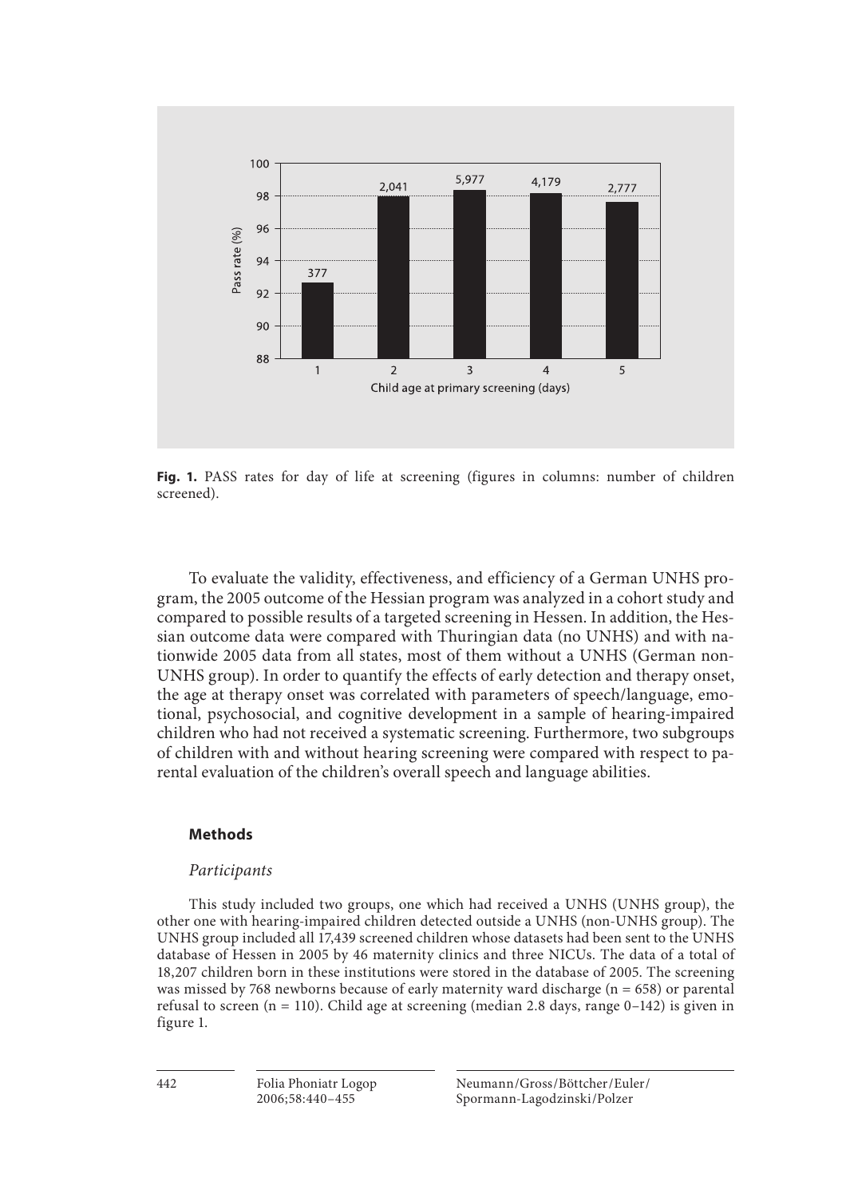**Fig. 1.** PASS rates for day of life at screening (figures in columns: number of children screened).

To evaluate the validity, effectiveness, and efficiency of a German UNHS program, the 2005 outcome of the Hessian program was analyzed in a cohort study and compared to possible results of a targeted screening in Hessen. In addition, the Hessian outcome data were compared with Thuringian data (no UNHS) and with nationwide 2005 data from all states, most of them without a UNHS (German non-UNHS group). In order to quantify the effects of early detection and therapy onset, the age at therapy onset was correlated with parameters of speech/language, emotional, psychosocial, and cognitive development in a sample of hearing-impaired children who had not received a systematic screening. Furthermore, two subgroups of children with and without hearing screening were compared with respect to parental evaluation of the children's overall speech and language abilities.

## Methods

### *Participants*

This study included two groups, one which had received a UNHS (UNHS group), the other one with hearing-impaired children detected outside a UNHS (non-UNHS group). The UNHS group included all 17,439 screened children whose datasets had been sent to the UNHS database of Hessen in 2005 by 46 maternity clinics and three NICUs. The data of a total of 18,207 children born in these institutions were stored in the database of 2005. The screening was missed by 768 newborns because of early maternity ward discharge (n = 658) or parental refusal to screen (n = 110). Child age at screening (median 2.8 days, range 0–142) is given in figure 1.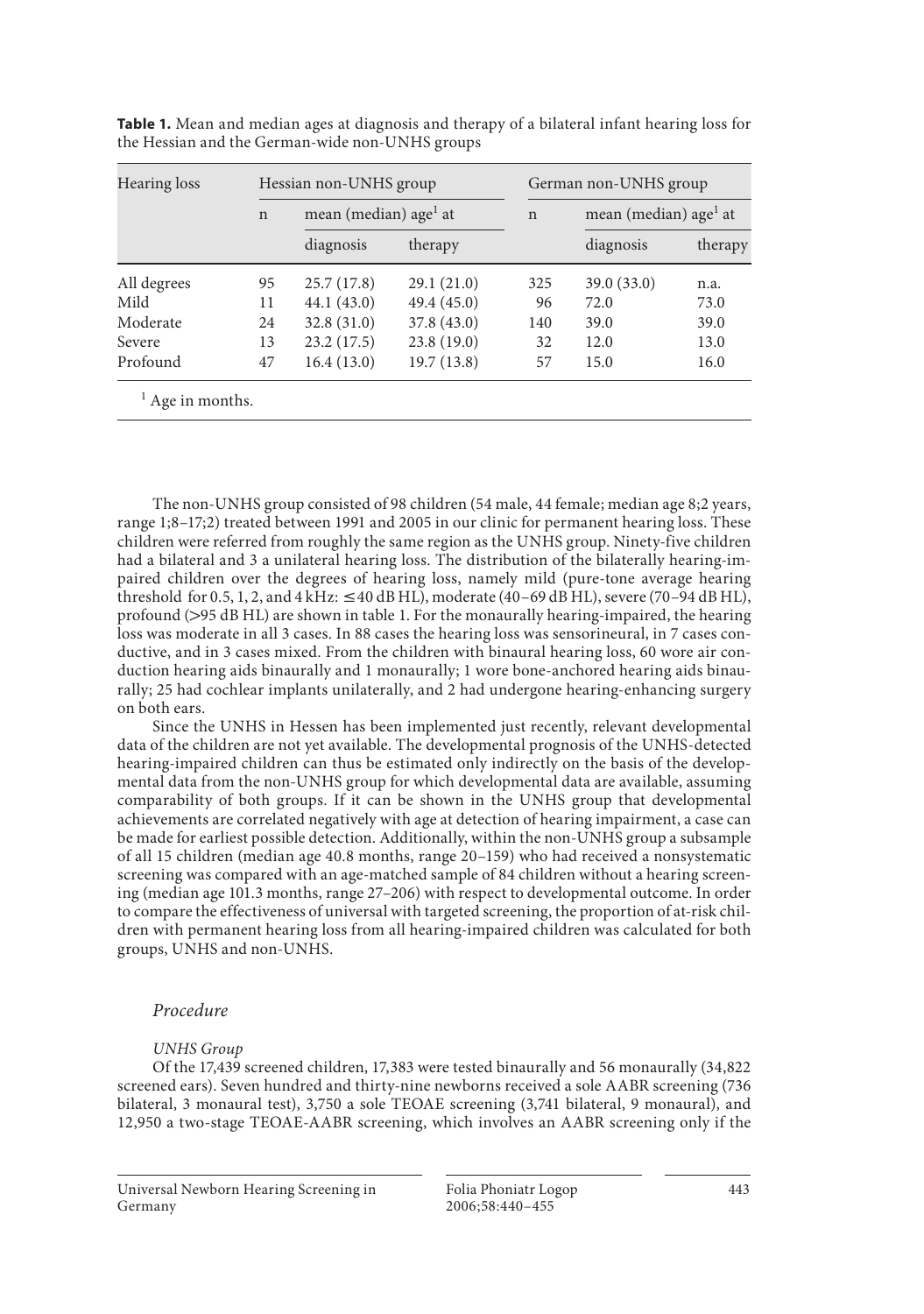**Table 1.** Mean and median ages at diagnosis and therapy of a bilateral infant hearing loss for the Hessian and the German-wide non-UNHS groups

| Hearing loss | Hessian non-UNHS group | | | German non-UNHS group | | |
|---|---|---|---|---|---|---|
| | n | mean (median) age[1] at | | n | mean (median) age[1] at | |
| | | diagnosis | therapy | | diagnosis | therapy |
| All degrees | 95 | 25.7 (17.8) | 29.1 (21.0) | 325 | 39.0 (33.0) | n.a. |
| Mild | 11 | 44.1 (43.0) | 49.4 (45.0) | 96 | 72.0 | 73.0 |
| Moderate | 24 | 32.8 (31.0) | 37.8 (43.0) | 140 | 39.0 | 39.0 |
| Severe | 13 | 23.2 (17.5) | 23.8 (19.0) | 32 | 12.0 | 13.0 |
| Profound | 47 | 16.4 (13.0) | 19.7 (13.8) | 57 | 15.0 | 16.0 |

[1] Age in months.

The non-UNHS group consisted of 98 children (54 male, 44 female; median age 8;2 years, range 1;8–17;2) treated between 1991 and 2005 in our clinic for permanent hearing loss. These children were referred from roughly the same region as the UNHS group. Ninety-five children had a bilateral and 3 a unilateral hearing loss. The distribution of the bilaterally hearing-impaired children over the degrees of hearing loss, namely mild (pure-tone average hearing threshold for 0.5, 1, 2, and 4 kHz: ≤40 dB HL), moderate (40–69 dB HL), severe (70–94 dB HL), profound (>95 dB HL) are shown in table 1. For the monaurally hearing-impaired, the hearing loss was moderate in all 3 cases. In 88 cases the hearing loss was sensorineural, in 7 cases conductive, and in 3 cases mixed. From the children with binaural hearing loss, 60 wore air conduction hearing aids binaurally and 1 monaurally; 1 wore bone-anchored hearing aids binaurally; 25 had cochlear implants unilaterally, and 2 had undergone hearing-enhancing surgery on both ears.

Since the UNHS in Hessen has been implemented just recently, relevant developmental data of the children are not yet available. The developmental prognosis of the UNHS-detected hearing-impaired children can thus be estimated only indirectly on the basis of the developmental data from the non-UNHS group for which developmental data are available, assuming comparability of both groups. If it can be shown in the UNHS group that developmental achievements are correlated negatively with age at detection of hearing impairment, a case can be made for earliest possible detection. Additionally, within the non-UNHS group a subsample of all 15 children (median age 40.8 months, range 20–159) who had received a nonsystematic screening was compared with an age-matched sample of 84 children without a hearing screening (median age 101.3 months, range 27–206) with respect to developmental outcome. In order to compare the effectiveness of universal with targeted screening, the proportion of at-risk children with permanent hearing loss from all hearing-impaired children was calculated for both groups, UNHS and non-UNHS.

### *Procedure*

#### *UNHS Group*

Of the 17,439 screened children, 17,383 were tested binaurally and 56 monaurally (34,822 screened ears). Seven hundred and thirty-nine newborns received a sole AABR screening (736 bilateral, 3 monaural test), 3,750 a sole TEOAE screening (3,741 bilateral, 9 monaural), and 12,950 a two-stage TEOAE-AABR screening, which involves an AABR screening only if the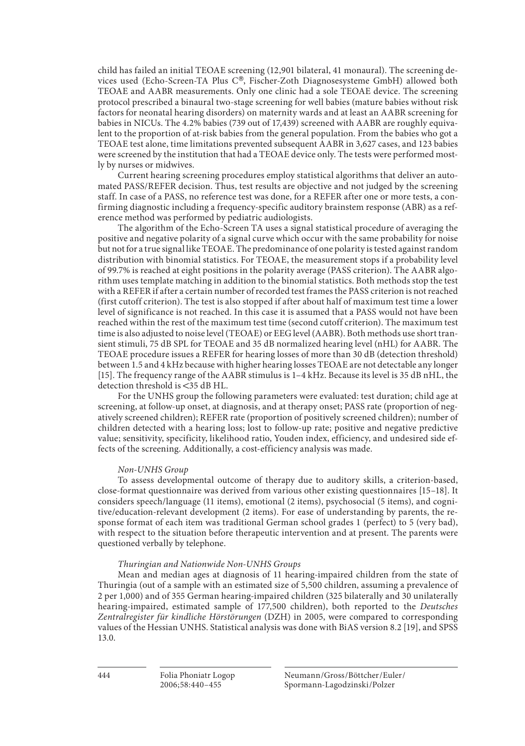child has failed an initial TEOAE screening (12,901 bilateral, 41 monaural). The screening devices used (Echo-Screen-TA Plus C®, Fischer-Zoth Diagnosesysteme GmbH) allowed both TEOAE and AABR measurements. Only one clinic had a sole TEOAE device. The screening protocol prescribed a binaural two-stage screening for well babies (mature babies without risk factors for neonatal hearing disorders) on maternity wards and at least an AABR screening for babies in NICUs. The 4.2% babies (739 out of 17,439) screened with AABR are roughly equivalent to the proportion of at-risk babies from the general population. From the babies who got a TEOAE test alone, time limitations prevented subsequent AABR in 3,627 cases, and 123 babies were screened by the institution that had a TEOAE device only. The tests were performed mostly by nurses or midwives.

Current hearing screening procedures employ statistical algorithms that deliver an automated PASS/REFER decision. Thus, test results are objective and not judged by the screening staff. In case of a PASS, no reference test was done, for a REFER after one or more tests, a confirming diagnostic including a frequency-specific auditory brainstem response (ABR) as a reference method was performed by pediatric audiologists.

The algorithm of the Echo-Screen TA uses a signal statistical procedure of averaging the positive and negative polarity of a signal curve which occur with the same probability for noise but not for a true signal like TEOAE. The predominance of one polarity is tested against random distribution with binomial statistics. For TEOAE, the measurement stops if a probability level of 99.7% is reached at eight positions in the polarity average (PASS criterion). The AABR algorithm uses template matching in addition to the binomial statistics. Both methods stop the test with a REFER if after a certain number of recorded test frames the PASS criterion is not reached (first cutoff criterion). The test is also stopped if after about half of maximum test time a lower level of significance is not reached. In this case it is assumed that a PASS would not have been reached within the rest of the maximum test time (second cutoff criterion). The maximum test time is also adjusted to noise level (TEOAE) or EEG level (AABR). Both methods use short transient stimuli, 75 dB SPL for TEOAE and 35 dB normalized hearing level (nHL) for AABR. The TEOAE procedure issues a REFER for hearing losses of more than 30 dB (detection threshold) between 1.5 and 4 kHz because with higher hearing losses TEOAE are not detectable any longer [15]. The frequency range of the AABR stimulus is 1–4 kHz. Because its level is 35 dB nHL, the detection threshold is <35 dB HL.

For the UNHS group the following parameters were evaluated: test duration; child age at screening, at follow-up onset, at diagnosis, and at therapy onset; PASS rate (proportion of negatively screened children); REFER rate (proportion of positively screened children); number of children detected with a hearing loss; lost to follow-up rate; positive and negative predictive value; sensitivity, specificity, likelihood ratio, Youden index, efficiency, and undesired side effects of the screening. Additionally, a cost-efficiency analysis was made.

*Non-UNHS Group*

To assess developmental outcome of therapy due to auditory skills, a criterion-based, close-format questionnaire was derived from various other existing questionnaires [15–18]. It considers speech/language (11 items), emotional (2 items), psychosocial (5 items), and cognitive/education-relevant development (2 items). For ease of understanding by parents, the response format of each item was traditional German school grades 1 (perfect) to 5 (very bad), with respect to the situation before therapeutic intervention and at present. The parents were questioned verbally by telephone.

*Thuringian and Nationwide Non-UNHS Groups*

Mean and median ages at diagnosis of 11 hearing-impaired children from the state of Thuringia (out of a sample with an estimated size of 5,500 children, assuming a prevalence of 2 per 1,000) and of 355 German hearing-impaired children (325 bilaterally and 30 unilaterally hearing-impaired, estimated sample of 177,500 children), both reported to the *Deutsches Zentralregister für kindliche Hörstörungen* (DZH) in 2005, were compared to corresponding values of the Hessian UNHS. Statistical analysis was done with BiAS version 8.2 [19], and SPSS 13.0.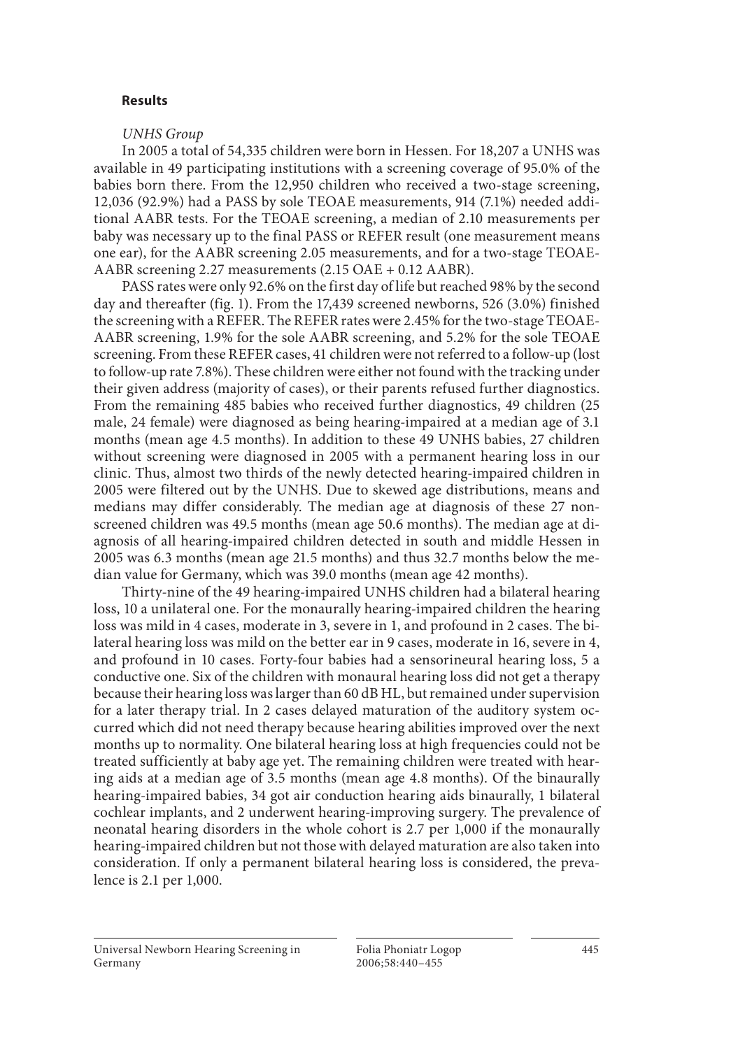## Results

*UNHS Group*

In 2005 a total of 54,335 children were born in Hessen. For 18,207 a UNHS was available in 49 participating institutions with a screening coverage of 95.0% of the babies born there. From the 12,950 children who received a two-stage screening, 12,036 (92.9%) had a PASS by sole TEOAE measurements, 914 (7.1%) needed additional AABR tests. For the TEOAE screening, a median of 2.10 measurements per baby was necessary up to the final PASS or REFER result (one measurement means one ear), for the AABR screening 2.05 measurements, and for a two-stage TEOAE-AABR screening 2.27 measurements (2.15 OAE + 0.12 AABR).

PASS rates were only 92.6% on the first day of life but reached 98% by the second day and thereafter (fig. 1). From the 17,439 screened newborns, 526 (3.0%) finished the screening with a REFER. The REFER rates were 2.45% for the two-stage TEOAE-AABR screening, 1.9% for the sole AABR screening, and 5.2% for the sole TEOAE screening. From these REFER cases, 41 children were not referred to a follow-up (lost to follow-up rate 7.8%). These children were either not found with the tracking under their given address (majority of cases), or their parents refused further diagnostics. From the remaining 485 babies who received further diagnostics, 49 children (25 male, 24 female) were diagnosed as being hearing-impaired at a median age of 3.1 months (mean age 4.5 months). In addition to these 49 UNHS babies, 27 children without screening were diagnosed in 2005 with a permanent hearing loss in our clinic. Thus, almost two thirds of the newly detected hearing-impaired children in 2005 were filtered out by the UNHS. Due to skewed age distributions, means and medians may differ considerably. The median age at diagnosis of these 27 non-screened children was 49.5 months (mean age 50.6 months). The median age at diagnosis of all hearing-impaired children detected in south and middle Hessen in 2005 was 6.3 months (mean age 21.5 months) and thus 32.7 months below the median value for Germany, which was 39.0 months (mean age 42 months).

Thirty-nine of the 49 hearing-impaired UNHS children had a bilateral hearing loss, 10 a unilateral one. For the monaurally hearing-impaired children the hearing loss was mild in 4 cases, moderate in 3, severe in 1, and profound in 2 cases. The bilateral hearing loss was mild on the better ear in 9 cases, moderate in 16, severe in 4, and profound in 10 cases. Forty-four babies had a sensorineural hearing loss, 5 a conductive one. Six of the children with monaural hearing loss did not get a therapy because their hearing loss was larger than 60 dB HL, but remained under supervision for a later therapy trial. In 2 cases delayed maturation of the auditory system occurred which did not need therapy because hearing abilities improved over the next months up to normality. One bilateral hearing loss at high frequencies could not be treated sufficiently at baby age yet. The remaining children were treated with hearing aids at a median age of 3.5 months (mean age 4.8 months). Of the binaurally hearing-impaired babies, 34 got air conduction hearing aids binaurally, 1 bilateral cochlear implants, and 2 underwent hearing-improving surgery. The prevalence of neonatal hearing disorders in the whole cohort is 2.7 per 1,000 if the monaurally hearing-impaired children but not those with delayed maturation are also taken into consideration. If only a permanent bilateral hearing loss is considered, the prevalence is 2.1 per 1,000.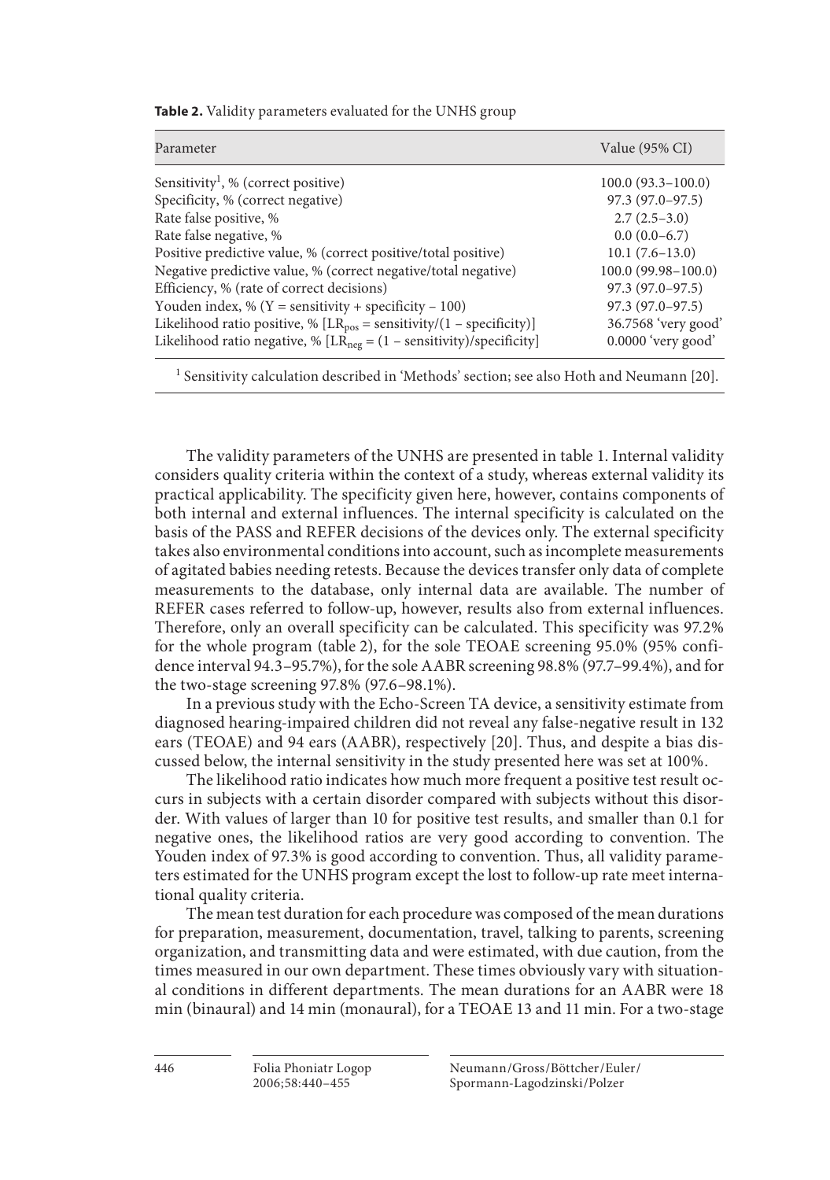**Table 2.** Validity parameters evaluated for the UNHS group

| Parameter | Value (95% CI) |
|---|---|
| Sensitivity[1], % (correct positive) | 100.0 (93.3–100.0) |
| Specificity, % (correct negative) | 97.3 (97.0–97.5) |
| Rate false positive, % | 2.7 (2.5–3.0) |
| Rate false negative, % | 0.0 (0.0–6.7) |
| Positive predictive value, % (correct positive/total positive) | 10.1 (7.6–13.0) |
| Negative predictive value, % (correct negative/total negative) | 100.0 (99.98–100.0) |
| Efficiency, % (rate of correct decisions) | 97.3 (97.0–97.5) |
| Youden index, % (Y = sensitivity + specificity – 100) | 97.3 (97.0–97.5) |
| Likelihood ratio positive, % [$LR_{pos}$ = sensitivity/(1 – specificity)] | 36.7568 'very good' |
| Likelihood ratio negative, % [$LR_{neg}$ = (1 – sensitivity)/specificity] | 0.0000 'very good' |

[1] Sensitivity calculation described in 'Methods' section; see also Hoth and Neumann [20].

The validity parameters of the UNHS are presented in table 1. Internal validity considers quality criteria within the context of a study, whereas external validity its practical applicability. The specificity given here, however, contains components of both internal and external influences. The internal specificity is calculated on the basis of the PASS and REFER decisions of the devices only. The external specificity takes also environmental conditions into account, such as incomplete measurements of agitated babies needing retests. Because the devices transfer only data of complete measurements to the database, only internal data are available. The number of REFER cases referred to follow-up, however, results also from external influences. Therefore, only an overall specificity can be calculated. This specificity was 97.2% for the whole program (table 2), for the sole TEOAE screening 95.0% (95% confidence interval 94.3–95.7%), for the sole AABR screening 98.8% (97.7–99.4%), and for the two-stage screening 97.8% (97.6–98.1%).

In a previous study with the Echo-Screen TA device, a sensitivity estimate from diagnosed hearing-impaired children did not reveal any false-negative result in 132 ears (TEOAE) and 94 ears (AABR), respectively [20]. Thus, and despite a bias discussed below, the internal sensitivity in the study presented here was set at 100%.

The likelihood ratio indicates how much more frequent a positive test result occurs in subjects with a certain disorder compared with subjects without this disorder. With values of larger than 10 for positive test results, and smaller than 0.1 for negative ones, the likelihood ratios are very good according to convention. The Youden index of 97.3% is good according to convention. Thus, all validity parameters estimated for the UNHS program except the lost to follow-up rate meet international quality criteria.

The mean test duration for each procedure was composed of the mean durations for preparation, measurement, documentation, travel, talking to parents, screening organization, and transmitting data and were estimated, with due caution, from the times measured in our own department. These times obviously vary with situational conditions in different departments. The mean durations for an AABR were 18 min (binaural) and 14 min (monaural), for a TEOAE 13 and 11 min. For a two-stage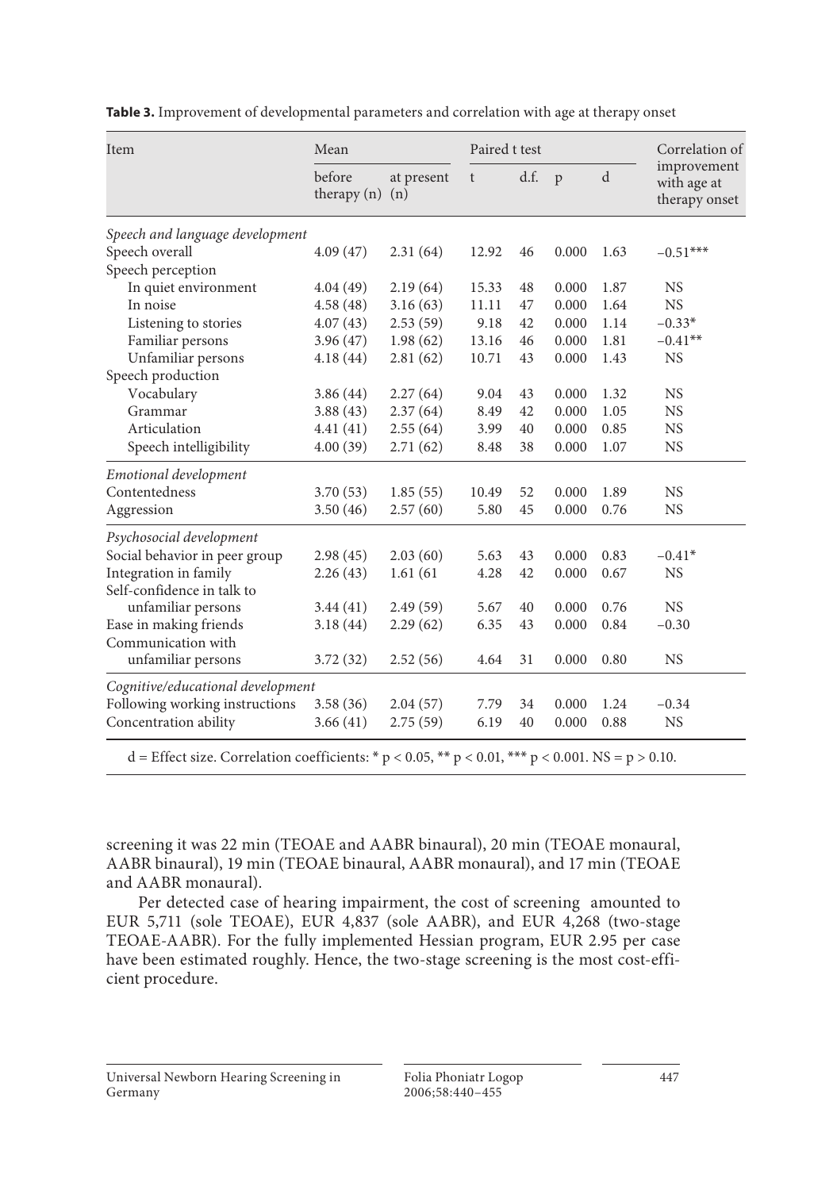**Table 3.** Improvement of developmental parameters and correlation with age at therapy onset

| Item | Mean | | Paired t test | | | | Correlation of improvement with age at therapy onset |
|---|---|---|---|---|---|---|---|
| | before therapy (n) | at present (n) | t | d.f. | p | d | |
| *Speech and language development* | | | | | | | |
| Speech overall | 4.09 (47) | 2.31 (64) | 12.92 | 46 | 0.000 | 1.63 | –0.51*** |
| Speech perception | | | | | | | |
| In quiet environment | 4.04 (49) | 2.19 (64) | 15.33 | 48 | 0.000 | 1.87 | NS |
| In noise | 4.58 (48) | 3.16 (63) | 11.11 | 47 | 0.000 | 1.64 | NS |
| Listening to stories | 4.07 (43) | 2.53 (59) | 9.18 | 42 | 0.000 | 1.14 | –0.33* |
| Familiar persons | 3.96 (47) | 1.98 (62) | 13.16 | 46 | 0.000 | 1.81 | –0.41** |
| Unfamiliar persons | 4.18 (44) | 2.81 (62) | 10.71 | 43 | 0.000 | 1.43 | NS |
| Speech production | | | | | | | |
| Vocabulary | 3.86 (44) | 2.27 (64) | 9.04 | 43 | 0.000 | 1.32 | NS |
| Grammar | 3.88 (43) | 2.37 (64) | 8.49 | 42 | 0.000 | 1.05 | NS |
| Articulation | 4.41 (41) | 2.55 (64) | 3.99 | 40 | 0.000 | 0.85 | NS |
| Speech intelligibility | 4.00 (39) | 2.71 (62) | 8.48 | 38 | 0.000 | 1.07 | NS |
| *Emotional development* | | | | | | | |
| Contentedness | 3.70 (53) | 1.85 (55) | 10.49 | 52 | 0.000 | 1.89 | NS |
| Aggression | 3.50 (46) | 2.57 (60) | 5.80 | 45 | 0.000 | 0.76 | NS |
| *Psychosocial development* | | | | | | | |
| Social behavior in peer group | 2.98 (45) | 2.03 (60) | 5.63 | 43 | 0.000 | 0.83 | –0.41* |
| Integration in family | 2.26 (43) | 1.61 (61 | 4.28 | 42 | 0.000 | 0.67 | NS |
| Self-confidence in talk to unfamiliar persons | 3.44 (41) | 2.49 (59) | 5.67 | 40 | 0.000 | 0.76 | NS |
| Ease in making friends | 3.18 (44) | 2.29 (62) | 6.35 | 43 | 0.000 | 0.84 | –0.30 |
| Communication with unfamiliar persons | 3.72 (32) | 2.52 (56) | 4.64 | 31 | 0.000 | 0.80 | NS |
| *Cognitive/educational development* | | | | | | | |
| Following working instructions | 3.58 (36) | 2.04 (57) | 7.79 | 34 | 0.000 | 1.24 | –0.34 |
| Concentration ability | 3.66 (41) | 2.75 (59) | 6.19 | 40 | 0.000 | 0.88 | NS |

d = Effect size. Correlation coefficients: * $p < 0.05$, ** $p < 0.01$, *** $p < 0.001$. NS = $p > 0.10$.

screening it was 22 min (TEOAE and AABR binaural), 20 min (TEOAE monaural, AABR binaural), 19 min (TEOAE binaural, AABR monaural), and 17 min (TEOAE and AABR monaural).

Per detected case of hearing impairment, the cost of screening amounted to EUR 5,711 (sole TEOAE), EUR 4,837 (sole AABR), and EUR 4,268 (two-stage TEOAE-AABR). For the fully implemented Hessian program, EUR 2.95 per case have been estimated roughly. Hence, the two-stage screening is the most cost-efficient procedure.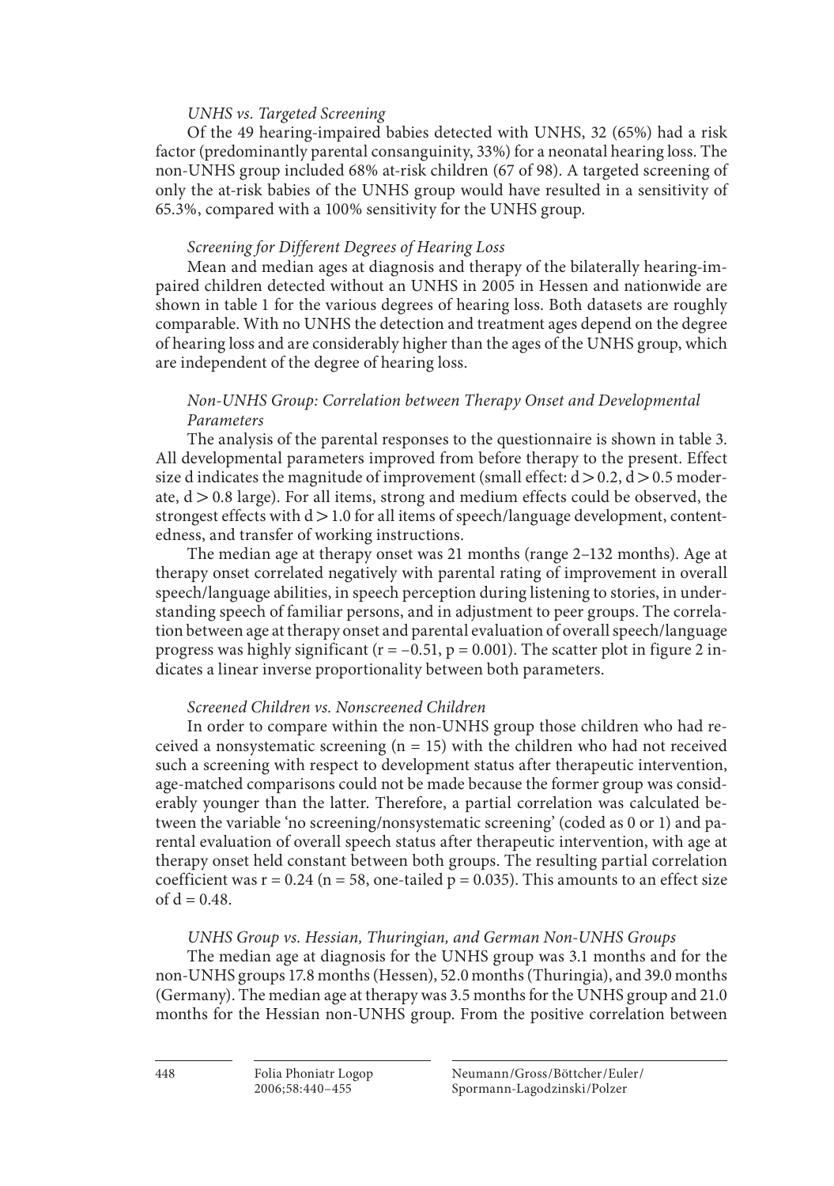*UNHS vs. Targeted Screening*

Of the 49 hearing-impaired babies detected with UNHS, 32 (65%) had a risk factor (predominantly parental consanguinity, 33%) for a neonatal hearing loss. The non-UNHS group included 68% at-risk children (67 of 98). A targeted screening of only the at-risk babies of the UNHS group would have resulted in a sensitivity of 65.3%, compared with a 100% sensitivity for the UNHS group.

*Screening for Different Degrees of Hearing Loss*

Mean and median ages at diagnosis and therapy of the bilaterally hearing-impaired children detected without an UNHS in 2005 in Hessen and nationwide are shown in table 1 for the various degrees of hearing loss. Both datasets are roughly comparable. With no UNHS the detection and treatment ages depend on the degree of hearing loss and are considerably higher than the ages of the UNHS group, which are independent of the degree of hearing loss.

*Non-UNHS Group: Correlation between Therapy Onset and Developmental Parameters*

The analysis of the parental responses to the questionnaire is shown in table 3. All developmental parameters improved from before therapy to the present. Effect size d indicates the magnitude of improvement (small effect: $d > 0.2$, $d > 0.5$ moderate, $d > 0.8$ large). For all items, strong and medium effects could be observed, the strongest effects with $d > 1.0$ for all items of speech/language development, contentedness, and transfer of working instructions.

The median age at therapy onset was 21 months (range 2–132 months). Age at therapy onset correlated negatively with parental rating of improvement in overall speech/language abilities, in speech perception during listening to stories, in understanding speech of familiar persons, and in adjustment to peer groups. The correlation between age at therapy onset and parental evaluation of overall speech/language progress was highly significant ($r = -0.51$, $p = 0.001$). The scatter plot in figure 2 indicates a linear inverse proportionality between both parameters.

*Screened Children vs. Nonscreened Children*

In order to compare within the non-UNHS group those children who had received a nonsystematic screening ($n = 15$) with the children who had not received such a screening with respect to development status after therapeutic intervention, age-matched comparisons could not be made because the former group was considerably younger than the latter. Therefore, a partial correlation was calculated between the variable 'no screening/nonsystematic screening' (coded as 0 or 1) and parental evaluation of overall speech status after therapeutic intervention, with age at therapy onset held constant between both groups. The resulting partial correlation coefficient was $r = 0.24$ ($n = 58$, one-tailed $p = 0.035$). This amounts to an effect size of $d = 0.48$.

*UNHS Group vs. Hessian, Thuringian, and German Non-UNHS Groups*

The median age at diagnosis for the UNHS group was 3.1 months and for the non-UNHS groups 17.8 months (Hessen), 52.0 months (Thuringia), and 39.0 months (Germany). The median age at therapy was 3.5 months for the UNHS group and 21.0 months for the Hessian non-UNHS group. From the positive correlation between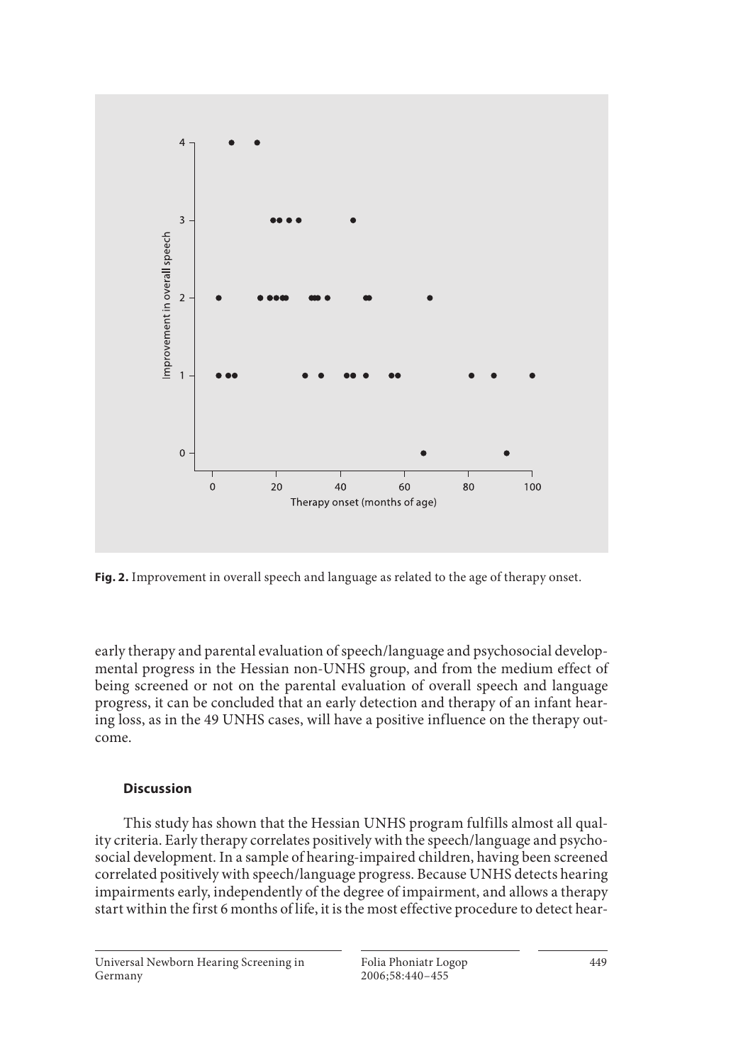Fig. 2. Improvement in overall speech and language as related to the age of therapy onset.

early therapy and parental evaluation of speech/language and psychosocial developmental progress in the Hessian non-UNHS group, and from the medium effect of being screened or not on the parental evaluation of overall speech and language progress, it can be concluded that an early detection and therapy of an infant hearing loss, as in the 49 UNHS cases, will have a positive influence on the therapy outcome.

## Discussion

This study has shown that the Hessian UNHS program fulfills almost all quality criteria. Early therapy correlates positively with the speech/language and psychosocial development. In a sample of hearing-impaired children, having been screened correlated positively with speech/language progress. Because UNHS detects hearing impairments early, independently of the degree of impairment, and allows a therapy start within the first 6 months of life, it is the most effective procedure to detect hear-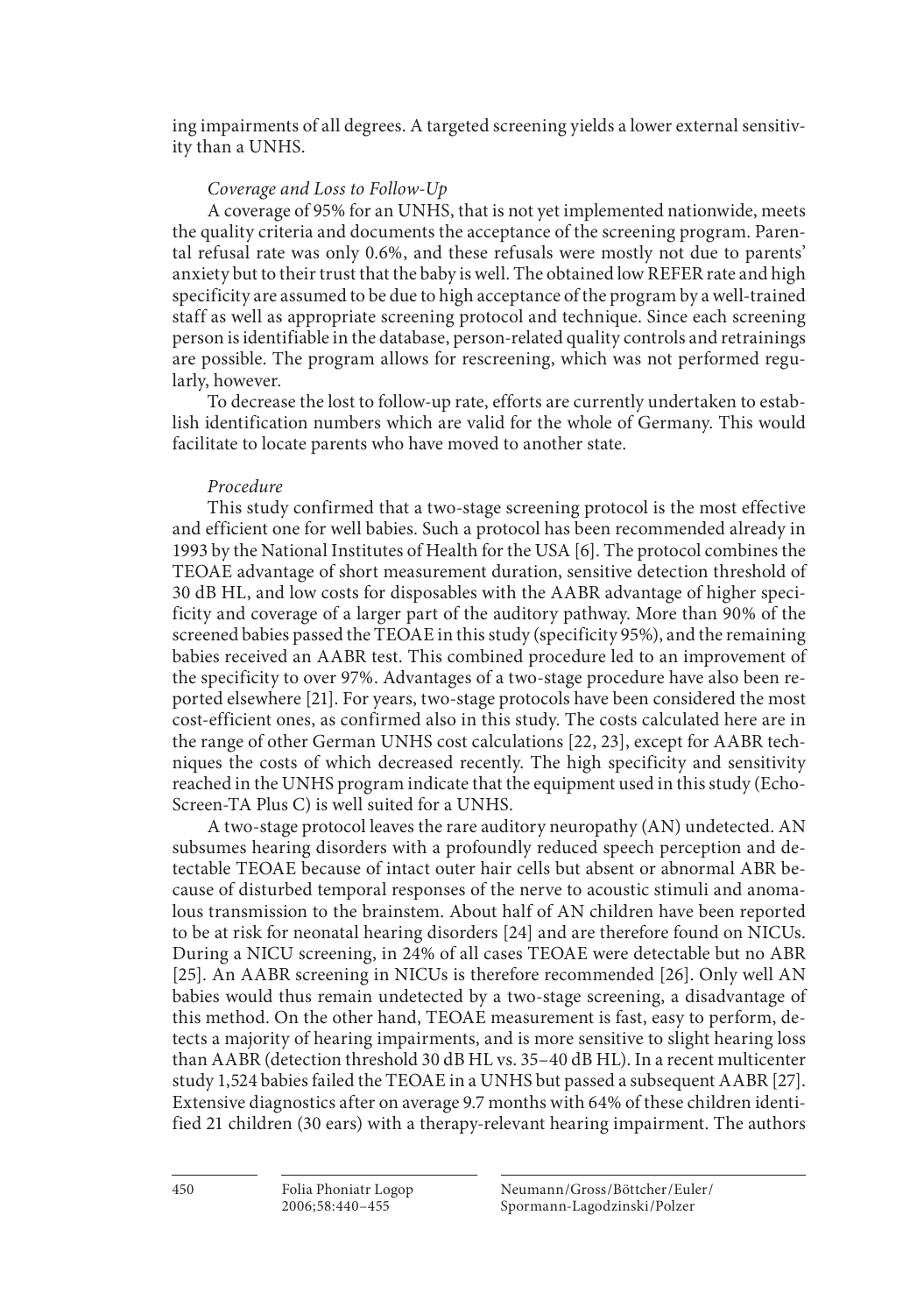ing impairments of all degrees. A targeted screening yields a lower external sensitivity than a UNHS.

*Coverage and Loss to Follow-Up*

A coverage of 95% for an UNHS, that is not yet implemented nationwide, meets the quality criteria and documents the acceptance of the screening program. Parental refusal rate was only 0.6%, and these refusals were mostly not due to parents' anxiety but to their trust that the baby is well. The obtained low REFER rate and high specificity are assumed to be due to high acceptance of the program by a well-trained staff as well as appropriate screening protocol and technique. Since each screening person is identifiable in the database, person-related quality controls and retrainings are possible. The program allows for rescreening, which was not performed regularly, however.

To decrease the lost to follow-up rate, efforts are currently undertaken to establish identification numbers which are valid for the whole of Germany. This would facilitate to locate parents who have moved to another state.

*Procedure*

This study confirmed that a two-stage screening protocol is the most effective and efficient one for well babies. Such a protocol has been recommended already in 1993 by the National Institutes of Health for the USA [6]. The protocol combines the TEOAE advantage of short measurement duration, sensitive detection threshold of 30 dB HL, and low costs for disposables with the AABR advantage of higher specificity and coverage of a larger part of the auditory pathway. More than 90% of the screened babies passed the TEOAE in this study (specificity 95%), and the remaining babies received an AABR test. This combined procedure led to an improvement of the specificity to over 97%. Advantages of a two-stage procedure have also been reported elsewhere [21]. For years, two-stage protocols have been considered the most cost-efficient ones, as confirmed also in this study. The costs calculated here are in the range of other German UNHS cost calculations [22, 23], except for AABR techniques the costs of which decreased recently. The high specificity and sensitivity reached in the UNHS program indicate that the equipment used in this study (Echo-Screen-TA Plus C) is well suited for a UNHS.

A two-stage protocol leaves the rare auditory neuropathy (AN) undetected. AN subsumes hearing disorders with a profoundly reduced speech perception and detectable TEOAE because of intact outer hair cells but absent or abnormal ABR because of disturbed temporal responses of the nerve to acoustic stimuli and anomalous transmission to the brainstem. About half of AN children have been reported to be at risk for neonatal hearing disorders [24] and are therefore found on NICUs. During a NICU screening, in 24% of all cases TEOAE were detectable but no ABR [25]. An AABR screening in NICUs is therefore recommended [26]. Only well AN babies would thus remain undetected by a two-stage screening, a disadvantage of this method. On the other hand, TEOAE measurement is fast, easy to perform, detects a majority of hearing impairments, and is more sensitive to slight hearing loss than AABR (detection threshold 30 dB HL vs. 35–40 dB HL). In a recent multicenter study 1,524 babies failed the TEOAE in a UNHS but passed a subsequent AABR [27]. Extensive diagnostics after on average 9.7 months with 64% of these children identified 21 children (30 ears) with a therapy-relevant hearing impairment. The authors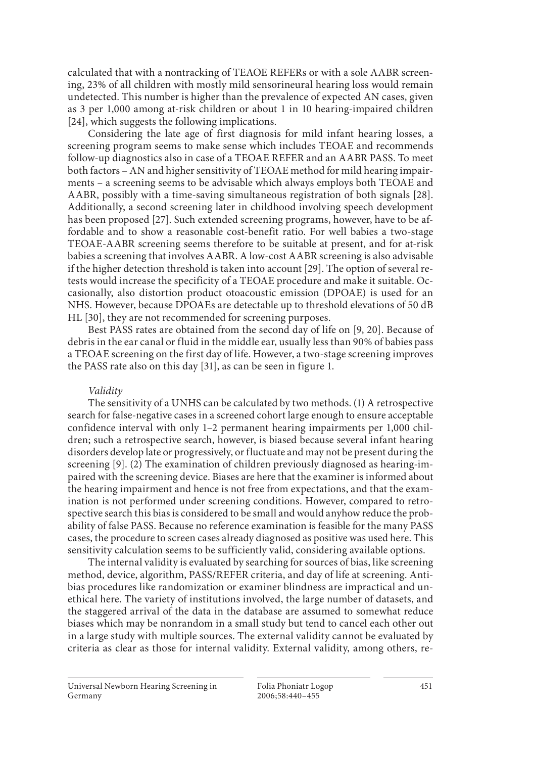calculated that with a nontracking of TEAOE REFERs or with a sole AABR screening, 23% of all children with mostly mild sensorineural hearing loss would remain undetected. This number is higher than the prevalence of expected AN cases, given as 3 per 1,000 among at-risk children or about 1 in 10 hearing-impaired children [24], which suggests the following implications.

Considering the late age of first diagnosis for mild infant hearing losses, a screening program seems to make sense which includes TEOAE and recommends follow-up diagnostics also in case of a TEOAE REFER and an AABR PASS. To meet both factors – AN and higher sensitivity of TEOAE method for mild hearing impairments – a screening seems to be advisable which always employs both TEOAE and AABR, possibly with a time-saving simultaneous registration of both signals [28]. Additionally, a second screening later in childhood involving speech development has been proposed [27]. Such extended screening programs, however, have to be affordable and to show a reasonable cost-benefit ratio. For well babies a two-stage TEOAE-AABR screening seems therefore to be suitable at present, and for at-risk babies a screening that involves AABR. A low-cost AABR screening is also advisable if the higher detection threshold is taken into account [29]. The option of several retests would increase the specificity of a TEOAE procedure and make it suitable. Occasionally, also distortion product otoacoustic emission (DPOAE) is used for an NHS. However, because DPOAEs are detectable up to threshold elevations of 50 dB HL [30], they are not recommended for screening purposes.

Best PASS rates are obtained from the second day of life on [9, 20]. Because of debris in the ear canal or fluid in the middle ear, usually less than 90% of babies pass a TEOAE screening on the first day of life. However, a two-stage screening improves the PASS rate also on this day [31], as can be seen in figure 1.

*Validity*

The sensitivity of a UNHS can be calculated by two methods. (1) A retrospective search for false-negative cases in a screened cohort large enough to ensure acceptable confidence interval with only 1–2 permanent hearing impairments per 1,000 children; such a retrospective search, however, is biased because several infant hearing disorders develop late or progressively, or fluctuate and may not be present during the screening [9]. (2) The examination of children previously diagnosed as hearing-impaired with the screening device. Biases are here that the examiner is informed about the hearing impairment and hence is not free from expectations, and that the examination is not performed under screening conditions. However, compared to retrospective search this bias is considered to be small and would anyhow reduce the probability of false PASS. Because no reference examination is feasible for the many PASS cases, the procedure to screen cases already diagnosed as positive was used here. This sensitivity calculation seems to be sufficiently valid, considering available options.

The internal validity is evaluated by searching for sources of bias, like screening method, device, algorithm, PASS/REFER criteria, and day of life at screening. Antibias procedures like randomization or examiner blindness are impractical and unethical here. The variety of institutions involved, the large number of datasets, and the staggered arrival of the data in the database are assumed to somewhat reduce biases which may be nonrandom in a small study but tend to cancel each other out in a large study with multiple sources. The external validity cannot be evaluated by criteria as clear as those for internal validity. External validity, among others, re-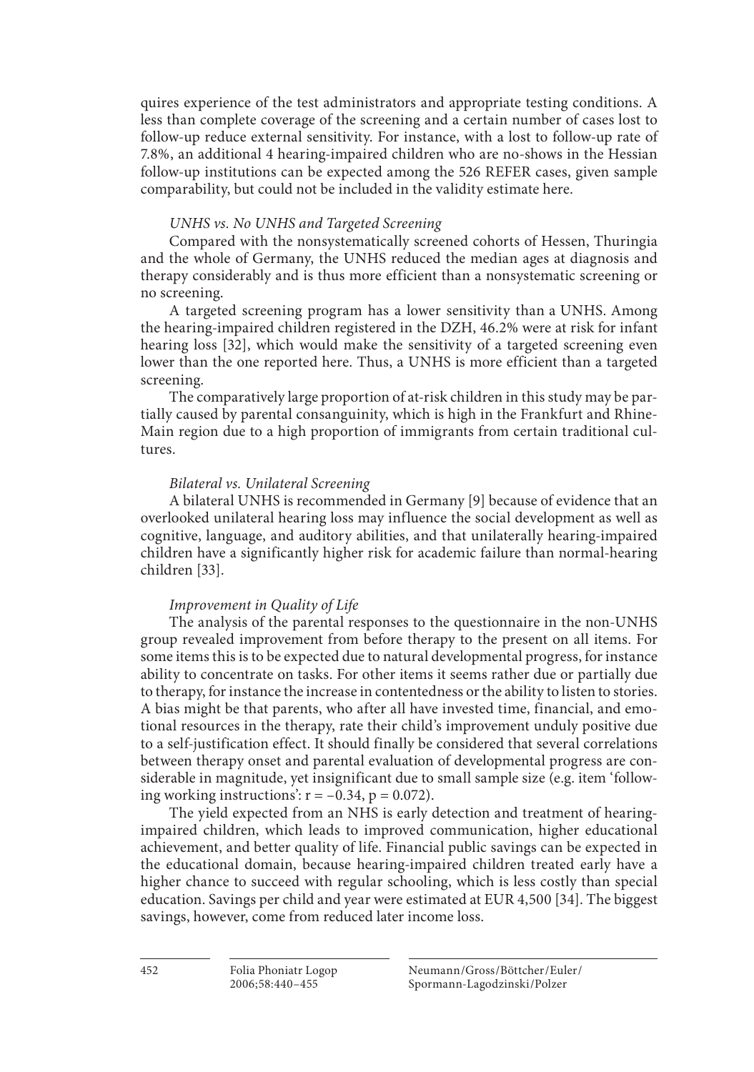quires experience of the test administrators and appropriate testing conditions. A less than complete coverage of the screening and a certain number of cases lost to follow-up reduce external sensitivity. For instance, with a lost to follow-up rate of 7.8%, an additional 4 hearing-impaired children who are no-shows in the Hessian follow-up institutions can be expected among the 526 REFER cases, given sample comparability, but could not be included in the validity estimate here.

*UNHS vs. No UNHS and Targeted Screening*

Compared with the nonsystematically screened cohorts of Hessen, Thuringia and the whole of Germany, the UNHS reduced the median ages at diagnosis and therapy considerably and is thus more efficient than a nonsystematic screening or no screening.

A targeted screening program has a lower sensitivity than a UNHS. Among the hearing-impaired children registered in the DZH, 46.2% were at risk for infant hearing loss [32], which would make the sensitivity of a targeted screening even lower than the one reported here. Thus, a UNHS is more efficient than a targeted screening.

The comparatively large proportion of at-risk children in this study may be partially caused by parental consanguinity, which is high in the Frankfurt and Rhine-Main region due to a high proportion of immigrants from certain traditional cultures.

*Bilateral vs. Unilateral Screening*

A bilateral UNHS is recommended in Germany [9] because of evidence that an overlooked unilateral hearing loss may influence the social development as well as cognitive, language, and auditory abilities, and that unilaterally hearing-impaired children have a significantly higher risk for academic failure than normal-hearing children [33].

*Improvement in Quality of Life*

The analysis of the parental responses to the questionnaire in the non-UNHS group revealed improvement from before therapy to the present on all items. For some items this is to be expected due to natural developmental progress, for instance ability to concentrate on tasks. For other items it seems rather due or partially due to therapy, for instance the increase in contentedness or the ability to listen to stories. A bias might be that parents, who after all have invested time, financial, and emotional resources in the therapy, rate their child's improvement unduly positive due to a self-justification effect. It should finally be considered that several correlations between therapy onset and parental evaluation of developmental progress are considerable in magnitude, yet insignificant due to small sample size (e.g. item 'following working instructions': $r = -0.34$, $p = 0.072$).

The yield expected from an NHS is early detection and treatment of hearing-impaired children, which leads to improved communication, higher educational achievement, and better quality of life. Financial public savings can be expected in the educational domain, because hearing-impaired children treated early have a higher chance to succeed with regular schooling, which is less costly than special education. Savings per child and year were estimated at EUR 4,500 [34]. The biggest savings, however, come from reduced later income loss.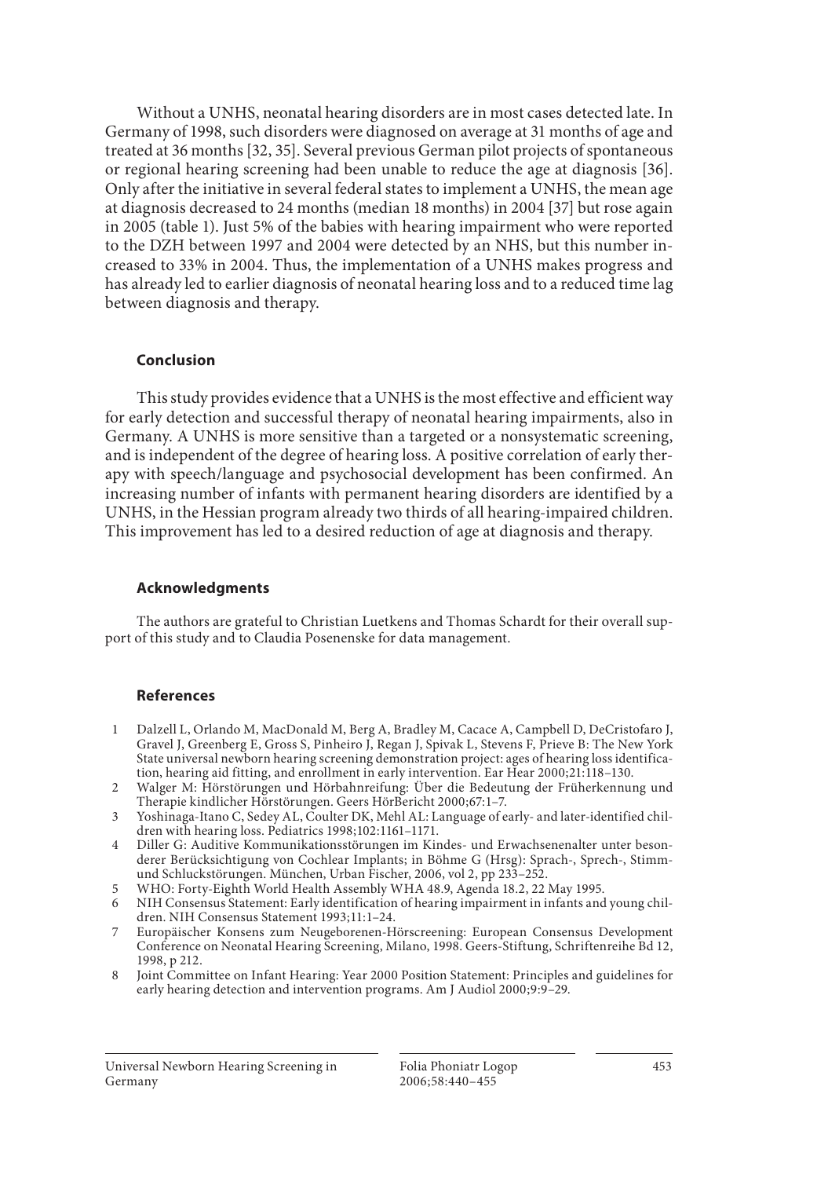Without a UNHS, neonatal hearing disorders are in most cases detected late. In Germany of 1998, such disorders were diagnosed on average at 31 months of age and treated at 36 months [32, 35]. Several previous German pilot projects of spontaneous or regional hearing screening had been unable to reduce the age at diagnosis [36]. Only after the initiative in several federal states to implement a UNHS, the mean age at diagnosis decreased to 24 months (median 18 months) in 2004 [37] but rose again in 2005 (table 1). Just 5% of the babies with hearing impairment who were reported to the DZH between 1997 and 2004 were detected by an NHS, but this number increased to 33% in 2004. Thus, the implementation of a UNHS makes progress and has already led to earlier diagnosis of neonatal hearing loss and to a reduced time lag between diagnosis and therapy.

### Conclusion

This study provides evidence that a UNHS is the most effective and efficient way for early detection and successful therapy of neonatal hearing impairments, also in Germany. A UNHS is more sensitive than a targeted or a nonsystematic screening, and is independent of the degree of hearing loss. A positive correlation of early therapy with speech/language and psychosocial development has been confirmed. An increasing number of infants with permanent hearing disorders are identified by a UNHS, in the Hessian program already two thirds of all hearing-impaired children. This improvement has led to a desired reduction of age at diagnosis and therapy.

### Acknowledgments

The authors are grateful to Christian Luetkens and Thomas Schardt for their overall support of this study and to Claudia Posenenske for data management.

### References

1. Dalzell L, Orlando M, MacDonald M, Berg A, Bradley M, Cacace A, Campbell D, DeCristofaro J, Gravel J, Greenberg E, Gross S, Pinheiro J, Regan J, Spivak L, Stevens F, Prieve B: The New York State universal newborn hearing screening demonstration project: ages of hearing loss identification, hearing aid fitting, and enrollment in early intervention. Ear Hear 2000;21:118–130.
2. Walger M: Hörstörungen und Hörbahnreifung: Über die Bedeutung der Früherkennung und Therapie kindlicher Hörstörungen. Geers HörBericht 2000;67:1–7.
3. Yoshinaga-Itano C, Sedey AL, Coulter DK, Mehl AL: Language of early- and later-identified children with hearing loss. Pediatrics 1998;102:1161–1171.
4. Diller G: Auditive Kommunikationsstörungen im Kindes- und Erwachsenenalter unter besonderer Berücksichtigung von Cochlear Implants; in Böhme G (Hrsg): Sprach-, Sprech-, Stimm- und Schluckstörungen. München, Urban Fischer, 2006, vol 2, pp 233–252.
5. WHO: Forty-Eighth World Health Assembly WHA 48.9, Agenda 18.2, 22 May 1995.
6. NIH Consensus Statement: Early identification of hearing impairment in infants and young children. NIH Consensus Statement 1993;11:1–24.
7. Europäischer Konsens zum Neugeborenen-Hörscreening: European Consensus Development Conference on Neonatal Hearing Screening, Milano, 1998. Geers-Stiftung, Schriftenreihe Bd 12, 1998, p 212.
8. Joint Committee on Infant Hearing: Year 2000 Position Statement: Principles and guidelines for early hearing detection and intervention programs. Am J Audiol 2000;9:9–29.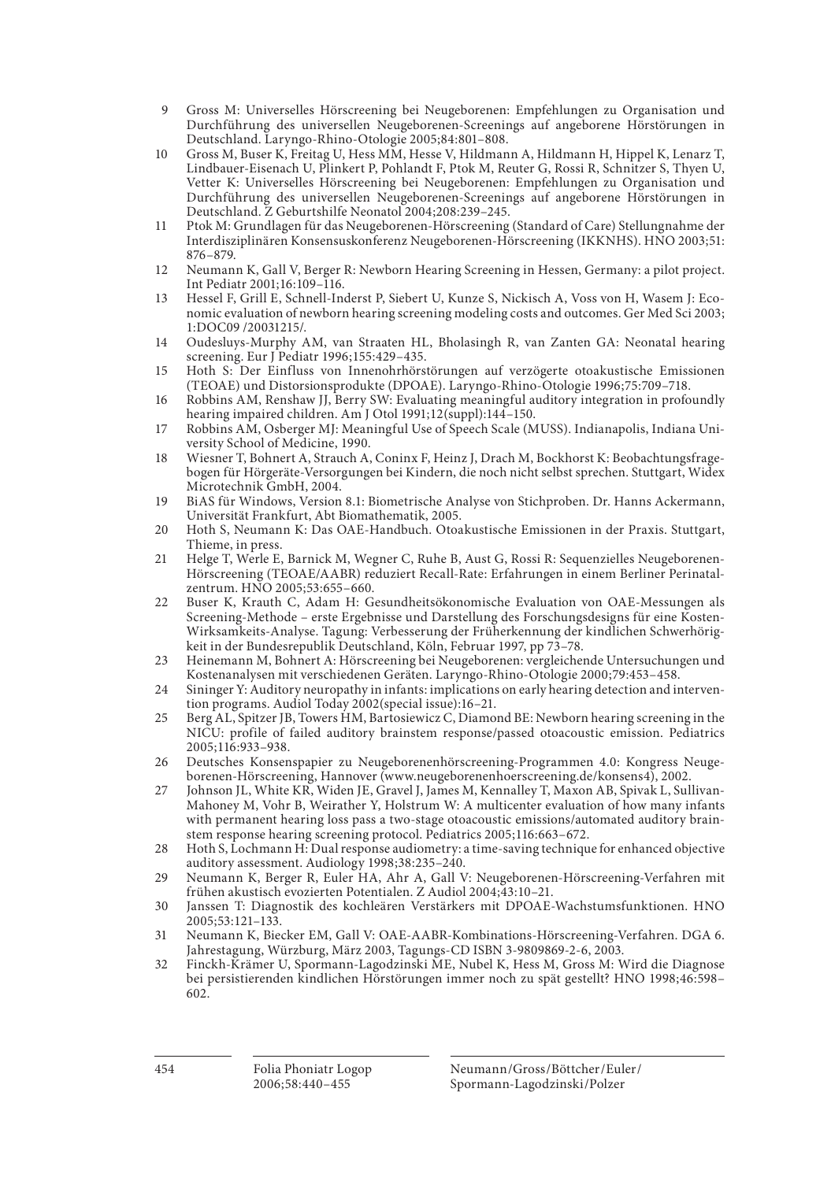9 Gross M: Universelles Hörscreening bei Neugeborenen: Empfehlungen zu Organisation und Durchführung des universellen Neugeborenen-Screenings auf angeborene Hörstörungen in Deutschland. Laryngo-Rhino-Otologie 2005;84:801–808.

10 Gross M, Buser K, Freitag U, Hess MM, Hesse V, Hildmann A, Hildmann H, Hippel K, Lenarz T, Lindbauer-Eisenach U, Plinkert P, Pohlandt F, Ptok M, Reuter G, Rossi R, Schnitzer S, Thyen U, Vetter K: Universelles Hörscreening bei Neugeborenen: Empfehlungen zu Organisation und Durchführung des universellen Neugeborenen-Screenings auf angeborene Hörstörungen in Deutschland. Z Geburtshilfe Neonatol 2004;208:239–245.

11 Ptok M: Grundlagen für das Neugeborenen-Hörscreening (Standard of Care) Stellungnahme der Interdisziplinären Konsensuskonferenz Neugeborenen-Hörscreening (IKKNHS). HNO 2003;51: 876–879.

12 Neumann K, Gall V, Berger R: Newborn Hearing Screening in Hessen, Germany: a pilot project. Int Pediatr 2001;16:109–116.

13 Hessel F, Grill E, Schnell-Inderst P, Siebert U, Kunze S, Nickisch A, Voss von H, Wasem J: Economic evaluation of newborn hearing screening modeling costs and outcomes. Ger Med Sci 2003; 1:DOC09 /20031215/.

14 Oudesluys-Murphy AM, van Straaten HL, Bholasingh R, van Zanten GA: Neonatal hearing screening. Eur J Pediatr 1996;155:429–435.

15 Hoth S: Der Einfluss von Innenohrhörstörungen auf verzögerte otoakustische Emissionen (TEOAE) und Distorsionsprodukte (DPOAE). Laryngo-Rhino-Otologie 1996;75:709–718.

16 Robbins AM, Renshaw JJ, Berry SW: Evaluating meaningful auditory integration in profoundly hearing impaired children. Am J Otol 1991;12(suppl):144–150.

17 Robbins AM, Osberger MJ: Meaningful Use of Speech Scale (MUSS). Indianapolis, Indiana University School of Medicine, 1990.

18 Wiesner T, Bohnert A, Strauch A, Coninx F, Heinz J, Drach M, Bockhorst K: Beobachtungsfragebogen für Hörgeräte-Versorgungen bei Kindern, die noch nicht selbst sprechen. Stuttgart, Widex Microtechnik GmbH, 2004.

19 BiAS für Windows, Version 8.1: Biometrische Analyse von Stichproben. Dr. Hanns Ackermann, Universität Frankfurt, Abt Biomathematik, 2005.

20 Hoth S, Neumann K: Das OAE-Handbuch. Otoakustische Emissionen in der Praxis. Stuttgart, Thieme, in press.

21 Helge T, Werle E, Barnick M, Wegner C, Ruhe B, Aust G, Rossi R: Sequenzielles Neugeborenen-Hörscreening (TEOAE/AABR) reduziert Recall-Rate: Erfahrungen in einem Berliner Perinatalzentrum. HNO 2005;53:655–660.

22 Buser K, Krauth C, Adam H: Gesundheitsökonomische Evaluation von OAE-Messungen als Screening-Methode – erste Ergebnisse und Darstellung des Forschungsdesigns für eine Kosten-Wirksamkeits-Analyse. Tagung: Verbesserung der Früherkennung der kindlichen Schwerhörigkeit in der Bundesrepublik Deutschland, Köln, Februar 1997, pp 73–78.

23 Heinemann M, Bohnert A: Hörscreening bei Neugeborenen: vergleichende Untersuchungen und Kostenanalysen mit verschiedenen Geräten. Laryngo-Rhino-Otologie 2000;79:453–458.

24 Sininger Y: Auditory neuropathy in infants: implications on early hearing detection and intervention programs. Audiol Today 2002(special issue):16–21.

25 Berg AL, Spitzer JB, Towers HM, Bartosiewicz C, Diamond BE: Newborn hearing screening in the NICU: profile of failed auditory brainstem response/passed otoacoustic emission. Pediatrics 2005;116:933–938.

26 Deutsches Konsenspapier zu Neugeborenenhörscreening-Programmen 4.0: Kongress Neugeborenen-Hörscreening, Hannover (www.neugeborenenhoerscreening.de/konsens4), 2002.

27 Johnson JL, White KR, Widen JE, Gravel J, James M, Kennalley T, Maxon AB, Spivak L, Sullivan-Mahoney M, Vohr B, Weirather Y, Holstrum W: A multicenter evaluation of how many infants with permanent hearing loss pass a two-stage otoacoustic emissions/automated auditory brainstem response hearing screening protocol. Pediatrics 2005;116:663–672.

28 Hoth S, Lochmann H: Dual response audiometry: a time-saving technique for enhanced objective auditory assessment. Audiology 1998;38:235–240.

29 Neumann K, Berger R, Euler HA, Ahr A, Gall V: Neugeborenen-Hörscreening-Verfahren mit frühen akustisch evozierten Potentialen. Z Audiol 2004;43:10–21.

30 Janssen T: Diagnostik des kochleären Verstärkers mit DPOAE-Wachstumsfunktionen. HNO 2005;53:121–133.

31 Neumann K, Biecker EM, Gall V: OAE-AABR-Kombinations-Hörscreening-Verfahren. DGA 6. Jahrestagung, Würzburg, März 2003, Tagungs-CD ISBN 3-9809869-2-6, 2003.

32 Finckh-Krämer U, Spormann-Lagodzinski ME, Nubel K, Hess M, Gross M: Wird die Diagnose bei persistierenden kindlichen Hörstörungen immer noch zu spät gestellt? HNO 1998;46:598–602.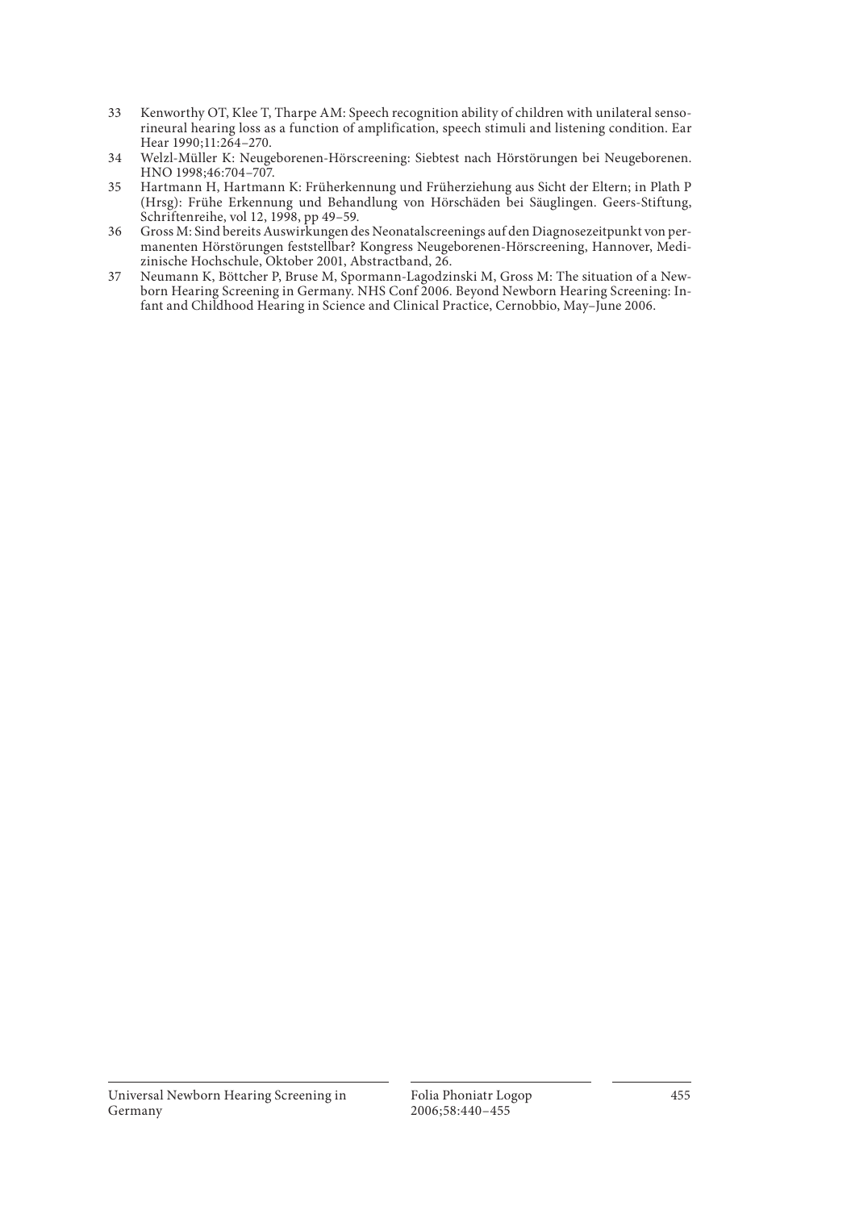33 Kenworthy OT, Klee T, Tharpe AM: Speech recognition ability of children with unilateral sensorineural hearing loss as a function of amplification, speech stimuli and listening condition. Ear Hear 1990;11:264–270.

34 Welzl-Müller K: Neugeborenen-Hörscreening: Siebtest nach Hörstörungen bei Neugeborenen. HNO 1998;46:704–707.

35 Hartmann H, Hartmann K: Früherkennung und Früherziehung aus Sicht der Eltern; in Plath P (Hrsg): Frühe Erkennung und Behandlung von Hörschäden bei Säuglingen. Geers-Stiftung, Schriftenreihe, vol 12, 1998, pp 49–59.

36 Gross M: Sind bereits Auswirkungen des Neonatalscreenings auf den Diagnosezeitpunkt von permanenten Hörstörungen feststellbar? Kongress Neugeborenen-Hörscreening, Hannover, Medizinische Hochschule, Oktober 2001, Abstractband, 26.

37 Neumann K, Böttcher P, Bruse M, Spormann-Lagodzinski M, Gross M: The situation of a Newborn Hearing Screening in Germany. NHS Conf 2006. Beyond Newborn Hearing Screening: Infant and Childhood Hearing in Science and Clinical Practice, Cernobbio, May–June 2006.